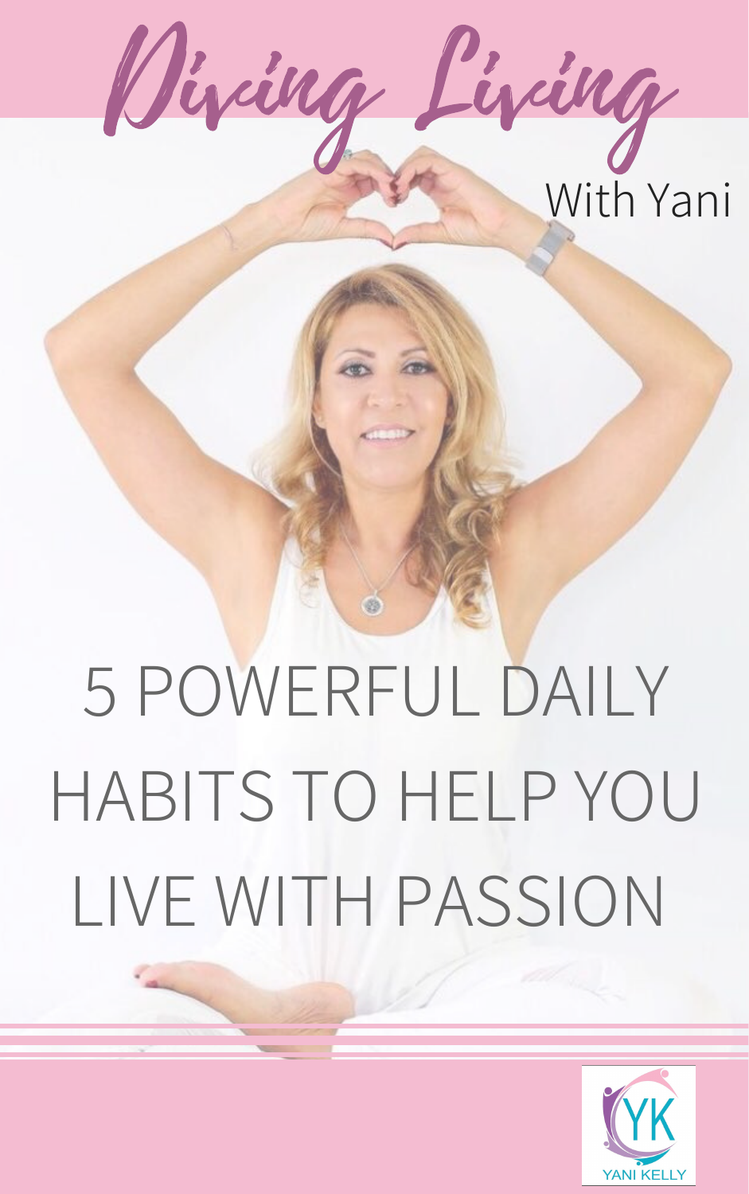# Diving Living

With Yani

# 5 POWERFUL DAILY HABITS TO HELP YOU LIVE WITH PASSION

YK

YANI KELLY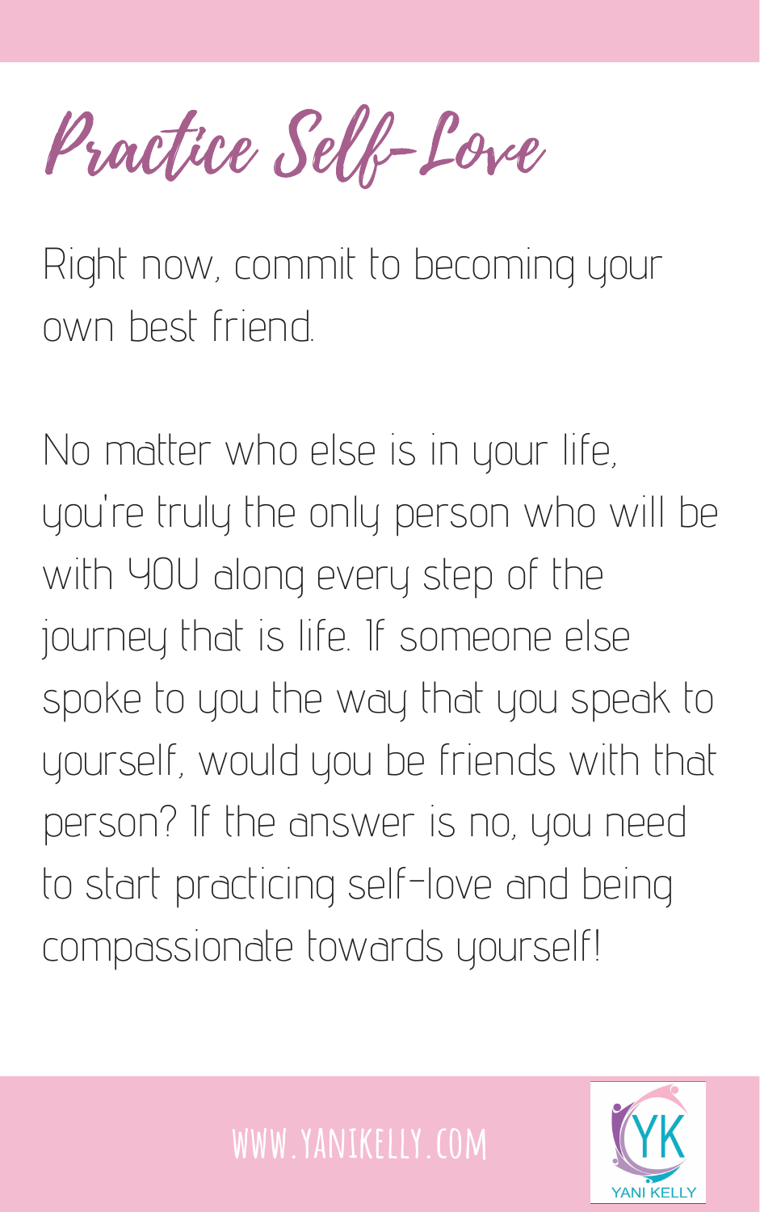# Practice Self-Love

Right now, commit to becoming your own best friend.

No matter who else is in your life, you're truly the only person who will be with YOU along every step of the journey that is life. If someone else spoke to you the way that you speak to yourself, would you be friends with that person? If the answer is no, you need to start practicing self-love and being compassionate towards yourself!

WWW.YANIKELLY.COM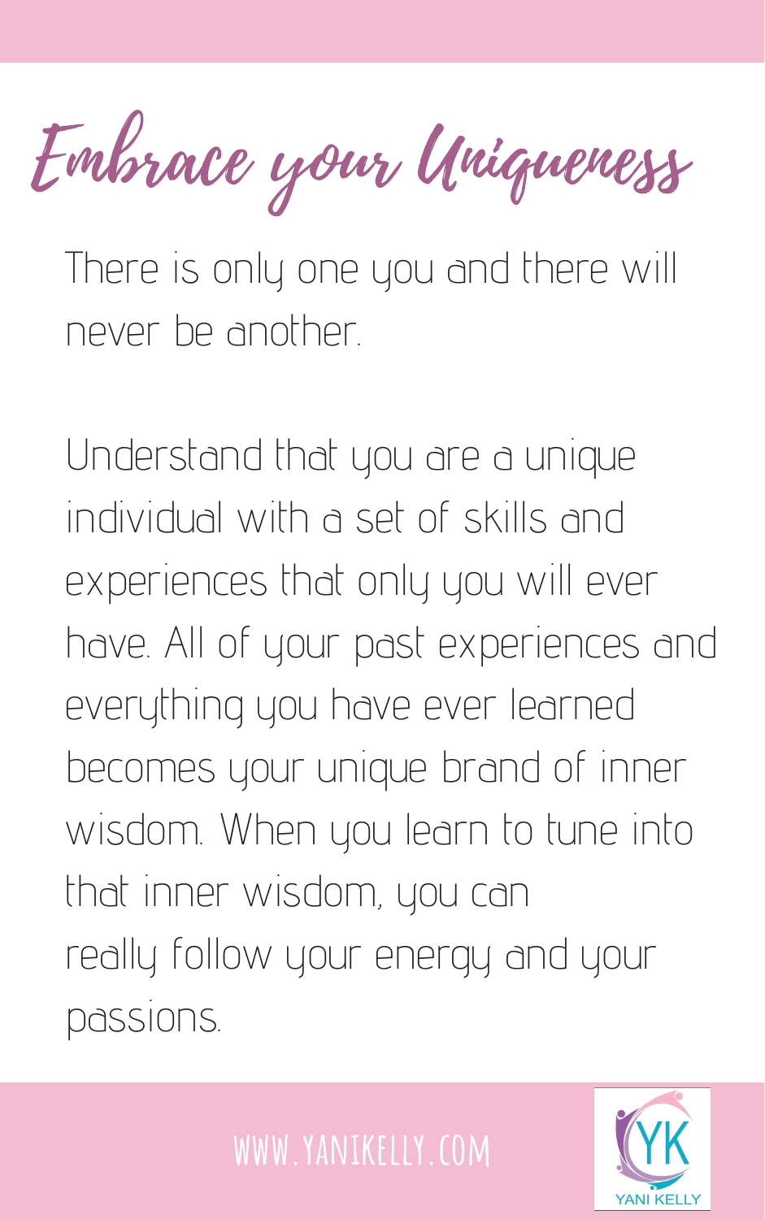# Embrace your Uniqueness

There is only one you and there will never be another.

Understand that you are a unique individual with a set of skills and experiences that only you will ever have. All of your past experiences and everything you have ever learned becomes your unique brand of inner wisdom. When you learn to tune into that inner wisdom, you can really follow your energy and your passions.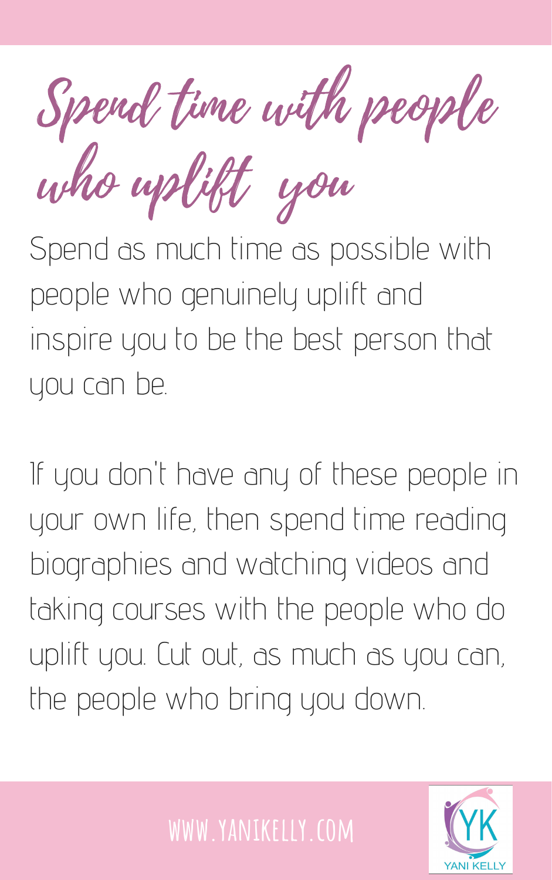# Spend time with people who uplift you

Spend as much time as possible with people who genuinely uplift and inspire you to be the best person that you can be.

If you don't have any of these people in your own life, then spend time reading biographies and watching videos and taking courses with the people who do uplift you. Cut out, as much as you can, the people who bring you down.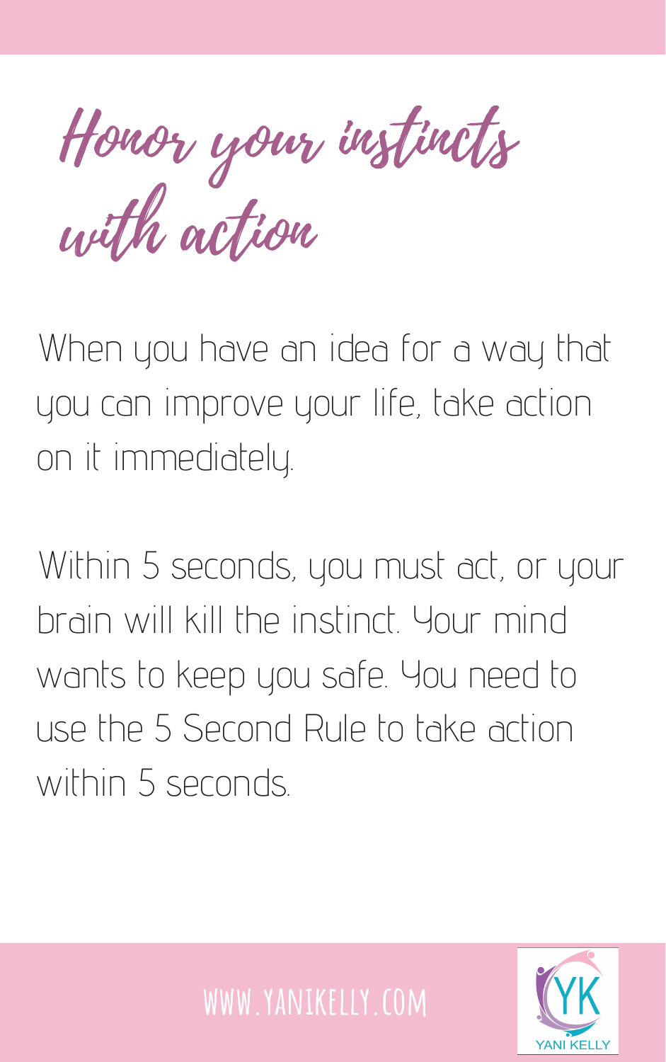# Honor your instincts with action

When you have an idea for a way that you can improve your life, take action on it immediately.

Within 5 seconds, you must act, or your brain will kill the instinct. Your mind wants to keep you safe. You need to use the 5 Second Rule to take action within 5 seconds.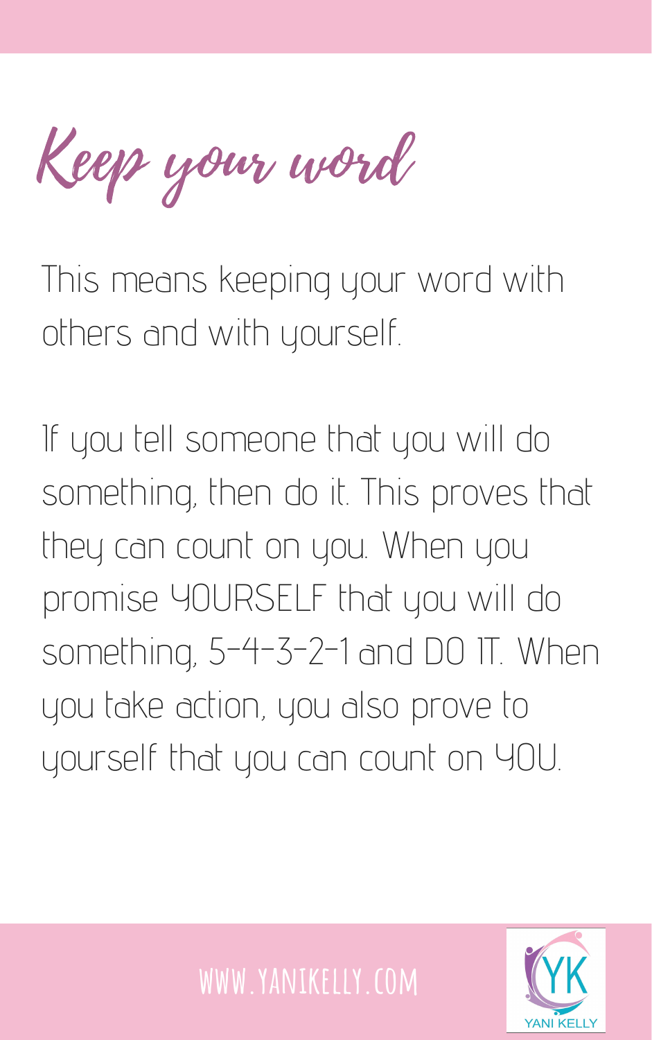# Keep your word

This means keeping your word with others and with yourself.

If you tell someone that you will do something, then do it. This proves that they can count on you. When you promise YOURSELF that you will do something, 5-4-3-2-1 and DO IT. When you take action, you also prove to yourself that you can count on YOU.

WWW.YANIKELLY.COM

YANI KELLY